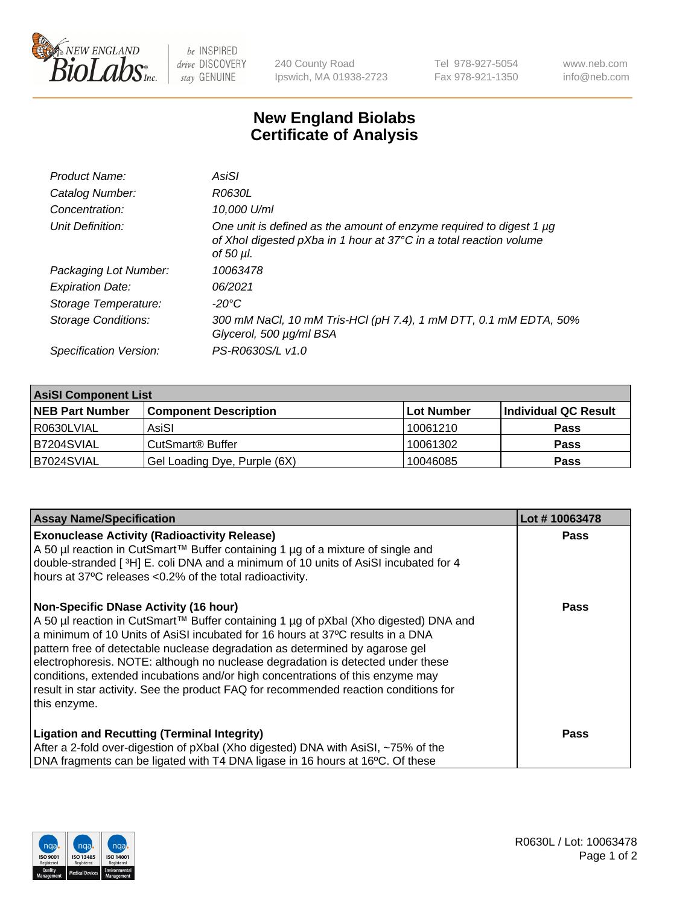# New England Biolabs Certificate of Analysis

| | |
|---|---|
| *Product Name:* | *AsiSI* |
| *Catalog Number:* | *R0630L* |
| *Concentration:* | *10,000 U/ml* |
| *Unit Definition:* | *One unit is defined as the amount of enzyme required to digest 1 µg of XhoI digested pXba in 1 hour at 37°C in a total reaction volume of 50 µl.* |
| *Packaging Lot Number:* | *10063478* |
| *Expiration Date:* | *06/2021* |
| *Storage Temperature:* | *-20°C* |
| *Storage Conditions:* | *300 mM NaCl, 10 mM Tris-HCl (pH 7.4), 1 mM DTT, 0.1 mM EDTA, 50% Glycerol, 500 µg/ml BSA* |
| *Specification Version:* | *PS-R0630S/L v1.0* |

| **AsiSI Component List** | | | |
|---|---|---|---|
| **NEB Part Number** | **Component Description** | **Lot Number** | **Individual QC Result** |
| R0630LVIAL | AsiSI | 10061210 | **Pass** |
| B7204SVIAL | CutSmart® Buffer | 10061302 | **Pass** |
| B7024SVIAL | Gel Loading Dye, Purple (6X) | 10046085 | **Pass** |

| **Assay Name/Specification** | **Lot # 10063478** |
|---|---|
| **Exonuclease Activity (Radioactivity Release)**<br>A 50 µl reaction in CutSmart™ Buffer containing 1 µg of a mixture of single and double-stranded [ $^{3}$H] E. coli DNA and a minimum of 10 units of AsiSI incubated for 4 hours at 37ºC releases <0.2% of the total radioactivity. | **Pass** |
| **Non-Specific DNase Activity (16 hour)**<br>A 50 µl reaction in CutSmart™ Buffer containing 1 µg of pXbaI (Xho digested) DNA and a minimum of 10 Units of AsiSI incubated for 16 hours at 37ºC results in a DNA pattern free of detectable nuclease degradation as determined by agarose gel electrophoresis. NOTE: although no nuclease degradation is detected under these conditions, extended incubations and/or high concentrations of this enzyme may result in star activity. See the product FAQ for recommended reaction conditions for this enzyme. | **Pass** |
| **Ligation and Recutting (Terminal Integrity)**<br>After a 2-fold over-digestion of pXbaI (Xho digested) DNA with AsiSI, ~75% of the DNA fragments can be ligated with T4 DNA ligase in 16 hours at 16ºC. Of these | **Pass** |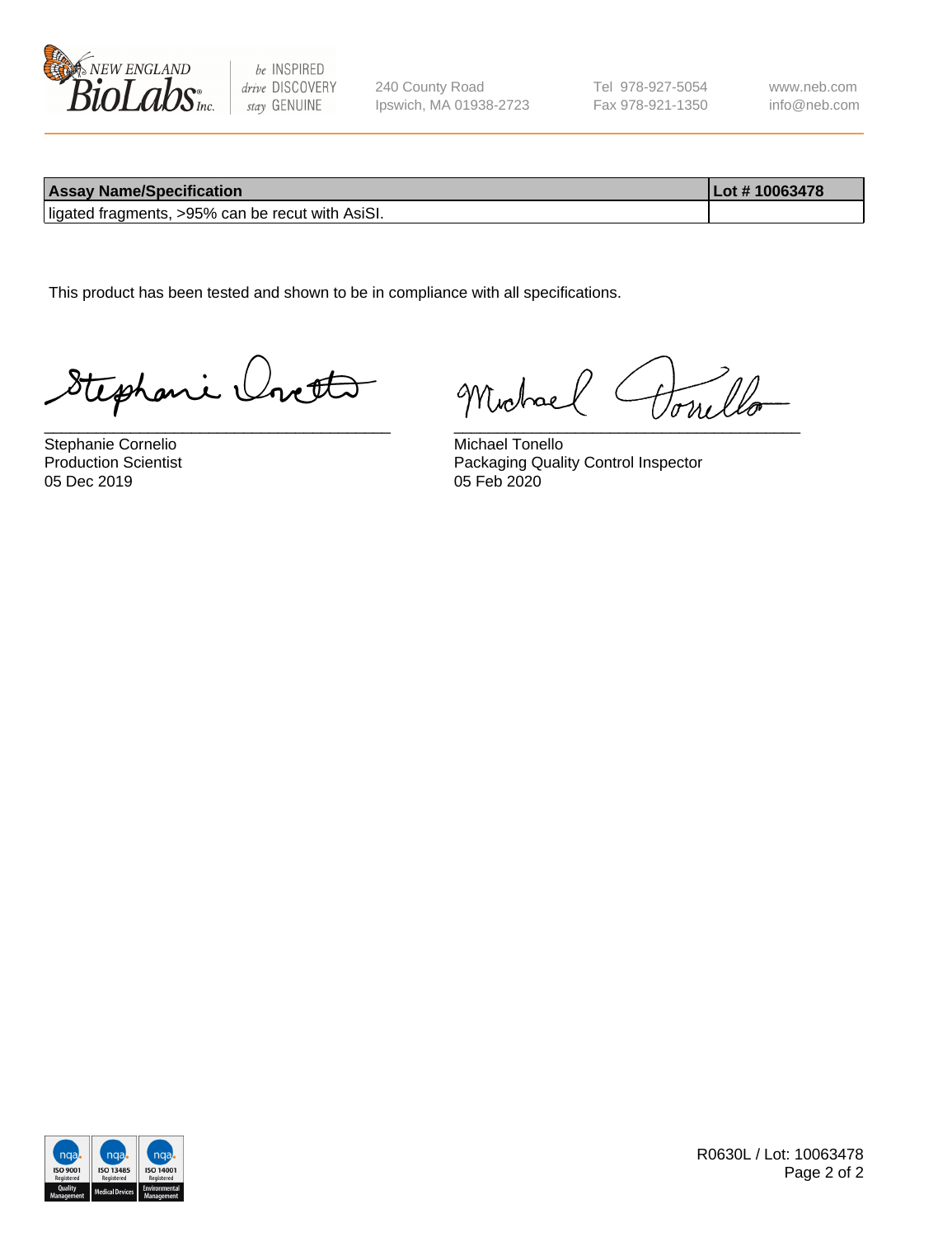NEW ENGLAND BioLabs Inc.

be INSPIRED drive DISCOVERY stay GENUINE

240 County Road
Ipswich, MA 01938-2723

Tel 978-927-5054
Fax 978-921-1350

www.neb.com
info@neb.com

| Assay Name/Specification | Lot # 10063478 |
|---|---|
| ligated fragments, >95% can be recut with AsiSI. | |

This product has been tested and shown to be in compliance with all specifications.

Stephanie Cornelio
Production Scientist
05 Dec 2019

Michael Tonello
Packaging Quality Control Inspector
05 Feb 2020

R0630L / Lot: 10063478